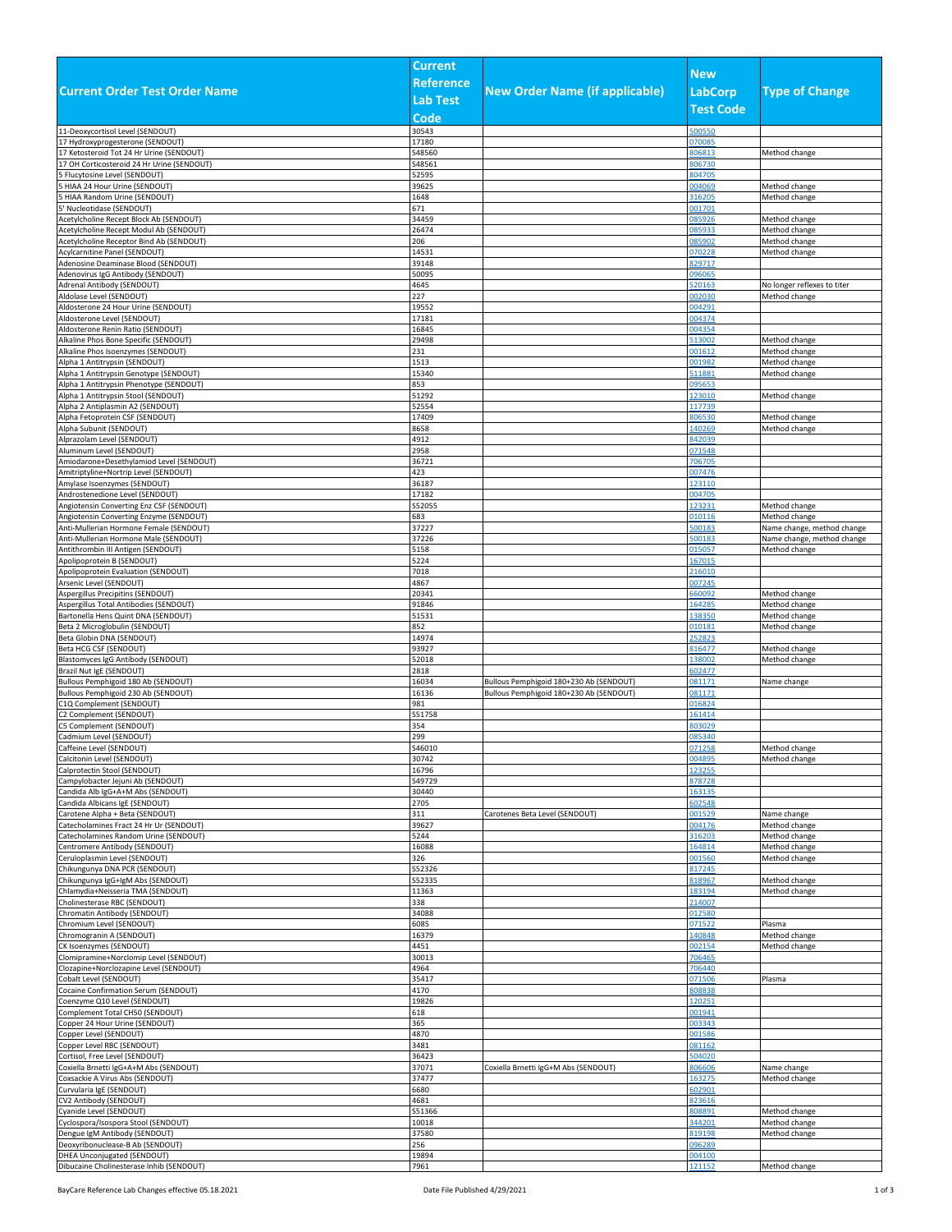| Current Order Test Order Name | Current Reference Lab Test Code | New Order Name (if applicable) | New LabCorp Test Code | Type of Change |
|---|---|---|---|---|
| 11-Deoxycortisol Level (SENDOUT) | 30543 | | 500550 | |
| 17 Hydroxyprogesterone (SENDOUT) | 17180 | | 070085 | |
| 17 Ketosteroid Tot 24 Hr Urine (SENDOUT) | 548560 | | 806813 | Method change |
| 17 OH Corticosteroid 24 Hr Urine (SENDOUT) | 548561 | | 806730 | |
| 5 Flucytosine Level (SENDOUT) | 52595 | | 804705 | |
| 5 HIAA 24 Hour Urine (SENDOUT) | 39625 | | 004069 | Method change |
| 5 HIAA Random Urine (SENDOUT) | 1648 | | 316205 | Method change |
| 5' Nucleotidase (SENDOUT) | 671 | | 001701 | |
| Acetylcholine Recept Block Ab (SENDOUT) | 34459 | | 085926 | Method change |
| Acetylcholine Recept Modul Ab (SENDOUT) | 26474 | | 085933 | Method change |
| Acetylcholine Receptor Bind Ab (SENDOUT) | 206 | | 085902 | Method change |
| Acylcarnitine Panel (SENDOUT) | 14531 | | 070228 | Method change |
| Adenosine Deaminase Blood (SENDOUT) | 39148 | | 829717 | |
| Adenovirus IgG Antibody (SENDOUT) | 50095 | | 096065 | |
| Adrenal Antibody (SENDOUT) | 4645 | | 520163 | No longer reflexes to titer |
| Aldolase Level (SENDOUT) | 227 | | 002030 | Method change |
| Aldosterone 24 Hour Urine (SENDOUT) | 19552 | | 004291 | |
| Aldosterone Level (SENDOUT) | 17181 | | 004374 | |
| Aldosterone Renin Ratio (SENDOUT) | 16845 | | 004354 | |
| Alkaline Phos Bone Specific (SENDOUT) | 29498 | | 513002 | Method change |
| Alkaline Phos Isoenzymes (SENDOUT) | 231 | | 001612 | Method change |
| Alpha 1 Antitrypsin (SENDOUT) | 1513 | | 001982 | Method change |
| Alpha 1 Antitrypsin Genotype (SENDOUT) | 15340 | | 511881 | Method change |
| Alpha 1 Antitrypsin Phenotype (SENDOUT) | 853 | | 095653 | |
| Alpha 1 Antitrypsin Stool (SENDOUT) | 51292 | | 123010 | Method change |
| Alpha 2 Antiplasmin A2 (SENDOUT) | 52554 | | 117739 | |
| Alpha Fetoprotein CSF (SENDOUT) | 17409 | | 806530 | Method change |
| Alpha Subunit (SENDOUT) | 8658 | | 140269 | Method change |
| Alprazolam Level (SENDOUT) | 4912 | | 842039 | |
| Aluminum Level (SENDOUT) | 2958 | | 071548 | |
| Amiodarone+Desethylamiod Level (SENDOUT) | 36721 | | 706705 | |
| Amitriptyline+Nortrip Level (SENDOUT) | 423 | | 007476 | |
| Amylase Isoenzymes (SENDOUT) | 36187 | | 123110 | |
| Androstenedione Level (SENDOUT) | 17182 | | 004705 | |
| Angiotensin Converting Enz CSF (SENDOUT) | 552055 | | 123231 | Method change |
| Angiotensin Converting Enzyme (SENDOUT) | 683 | | 010116 | Method change |
| Anti-Mullerian Hormone Female (SENDOUT) | 37227 | | 500183 | Name change, method change |
| Anti-Mullerian Hormone Male (SENDOUT) | 37226 | | 500183 | Name change, method change |
| Antithrombin III Antigen (SENDOUT) | 5158 | | 015057 | Method change |
| Apolipoprotein B (SENDOUT) | 5224 | | 167015 | |
| Apolipoprotein Evaluation (SENDOUT) | 7018 | | 216010 | |
| Arsenic Level (SENDOUT) | 4867 | | 007245 | |
| Aspergillus Precipitins (SENDOUT) | 20341 | | 660092 | Method change |
| Aspergillus Total Antibodies (SENDOUT) | 91846 | | 164285 | Method change |
| Bartonella Hens Quint DNA (SENDOUT) | 51531 | | 138350 | Method change |
| Beta 2 Microglobulin (SENDOUT) | 852 | | 010181 | Method change |
| Beta Globin DNA (SENDOUT) | 14974 | | 252823 | |
| Beta HCG CSF (SENDOUT) | 93927 | | 816477 | Method change |
| Blastomyces IgG Antibody (SENDOUT) | 52018 | | 138002 | Method change |
| Brazil Nut IgE (SENDOUT) | 2818 | | 602477 | |
| Bullous Pemphigoid 180 Ab (SENDOUT) | 16034 | Bullous Pemphigoid 180+230 Ab (SENDOUT) | 081171 | Name change |
| Bullous Pemphigoid 230 Ab (SENDOUT) | 16136 | Bullous Pemphigoid 180+230 Ab (SENDOUT) | 081171 | |
| C1Q Complement (SENDOUT) | 981 | | 016824 | |
| C2 Complement (SENDOUT) | 551758 | | 161414 | |
| C5 Complement (SENDOUT) | 354 | | 803029 | |
| Cadmium Level (SENDOUT) | 299 | | 085340 | |
| Caffeine Level (SENDOUT) | 546010 | | 071258 | Method change |
| Calcitonin Level (SENDOUT) | 30742 | | 004895 | Method change |
| Calprotectin Stool (SENDOUT) | 16796 | | 123255 | |
| Campylobacter Jejuni Ab (SENDOUT) | 549729 | | 878728 | |
| Candida Alb IgG+A+M Abs (SENDOUT) | 30440 | | 163135 | |
| Candida Albicans IgE (SENDOUT) | 2705 | | 602548 | |
| Carotene Alpha + Beta (SENDOUT) | 311 | Carotenes Beta Level (SENDOUT) | 001529 | Name change |
| Catecholamines Fract 24 Hr Ur (SENDOUT) | 39627 | | 004176 | Method change |
| Catecholamines Random Urine (SENDOUT) | 5244 | | 316203 | Method change |
| Centromere Antibody (SENDOUT) | 16088 | | 164814 | Method change |
| Ceruloplasmin Level (SENDOUT) | 326 | | 001560 | Method change |
| Chikungunya DNA PCR (SENDOUT) | 552326 | | 817245 | |
| Chikungunya IgG+IgM Abs (SENDOUT) | 552335 | | 818967 | Method change |
| Chlamydia+Neisseria TMA (SENDOUT) | 11363 | | 183194 | Method change |
| Cholinesterase RBC (SENDOUT) | 338 | | 214007 | |
| Chromatin Antibody (SENDOUT) | 34088 | | 012580 | |
| Chromium Level (SENDOUT) | 6085 | | 071522 | Plasma |
| Chromogranin A (SENDOUT) | 16379 | | 140848 | Method change |
| CK Isoenzymes (SENDOUT) | 4451 | | 002154 | Method change |
| Clomipramine+Norclomip Level (SENDOUT) | 30013 | | 706465 | |
| Clozapine+Norclozapine Level (SENDOUT) | 4964 | | 706440 | |
| Cobalt Level (SENDOUT) | 35417 | | 071506 | Plasma |
| Cocaine Confirmation Serum (SENDOUT) | 4170 | | 808838 | |
| Coenzyme Q10 Level (SENDOUT) | 19826 | | 120251 | |
| Complement Total CH50 (SENDOUT) | 618 | | 001941 | |
| Copper 24 Hour Urine (SENDOUT) | 365 | | 003343 | |
| Copper Level (SENDOUT) | 4870 | | 001586 | |
| Copper Level RBC (SENDOUT) | 3481 | | 081162 | |
| Cortisol, Free Level (SENDOUT) | 36423 | | 504020 | |
| Coxiella Brnetti IgG+A+M Abs (SENDOUT) | 37071 | Coxiella Brnetti IgG+M Abs (SENDOUT) | 806606 | Name change |
| Coxsackie A Virus Abs (SENDOUT) | 37477 | | 163275 | Method change |
| Curvularia IgE (SENDOUT) | 6680 | | 602901 | |
| CV2 Antibody (SENDOUT) | 4681 | | 823616 | |
| Cyanide Level (SENDOUT) | 551366 | | 808891 | Method change |
| Cyclospora/Isospora Stool (SENDOUT) | 10018 | | 344201 | Method change |
| Dengue IgM Antibody (SENDOUT) | 37580 | | 819198 | Method change |
| Deoxyribonuclease-B Ab (SENDOUT) | 256 | | 096289 | |
| DHEA Unconjugated (SENDOUT) | 19894 | | 004100 | |
| Dibucaine Cholinesterase Inhib (SENDOUT) | 7961 | | 121152 | Method change |

BayCare Reference Lab Changes effective 05.18.2021

Date File Published 4/29/2021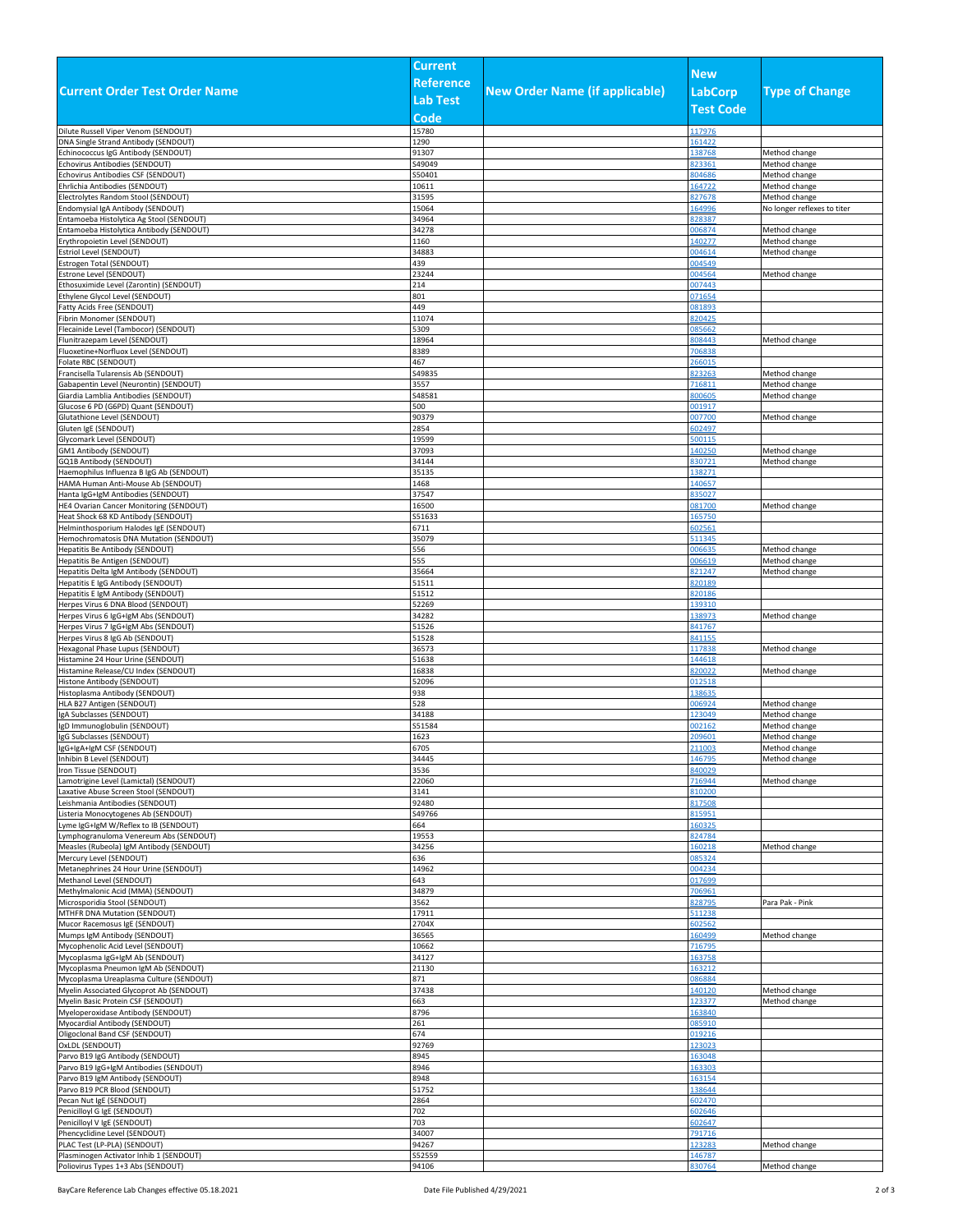| Current Order Test Order Name | Current Reference Lab Test Code | New Order Name (if applicable) | New LabCorp Test Code | Type of Change |
|---|---|---|---|---|
| Dilute Russell Viper Venom (SENDOUT) | 15780 | | 117976 | |
| DNA Single Strand Antibody (SENDOUT) | 1290 | | 161422 | |
| Echinococcus IgG Antibody (SENDOUT) | 91307 | | 138768 | Method change |
| Echovirus Antibodies (SENDOUT) | S49049 | | 823361 | Method change |
| Echovirus Antibodies CSF (SENDOUT) | S50401 | | 804686 | Method change |
| Ehrlichia Antibodies (SENDOUT) | 10611 | | 164722 | Method change |
| Electrolytes Random Stool (SENDOUT) | 31595 | | 827678 | Method change |
| Endomysial IgA Antibody (SENDOUT) | 15064 | | 164996 | No longer reflexes to titer |
| Entamoeba Histolytica Ag Stool (SENDOUT) | 34964 | | 828387 | |
| Entamoeba Histolytica Antibody (SENDOUT) | 34278 | | 006874 | Method change |
| Erythropoietin Level (SENDOUT) | 1160 | | 140277 | Method change |
| Estriol Level (SENDOUT) | 34883 | | 004614 | Method change |
| Estrogen Total (SENDOUT) | 439 | | 004549 | |
| Estrone Level (SENDOUT) | 23244 | | 004564 | Method change |
| Ethosuximide Level (Zarontin) (SENDOUT) | 214 | | 007443 | |
| Ethylene Glycol Level (SENDOUT) | 801 | | 071654 | |
| Fatty Acids Free (SENDOUT) | 449 | | 081893 | |
| Fibrin Monomer (SENDOUT) | 11074 | | 820425 | |
| Flecainide Level (Tambocor) (SENDOUT) | 5309 | | 085662 | |
| Flunitrazepam Level (SENDOUT) | 18964 | | 808443 | Method change |
| Fluoxetine+Norfluox Level (SENDOUT) | 8389 | | 706838 | |
| Folate RBC (SENDOUT) | 467 | | 266015 | |
| Francisella Tularensis Ab (SENDOUT) | S49835 | | 823263 | Method change |
| Gabapentin Level (Neurontin) (SENDOUT) | 3557 | | 716811 | Method change |
| Giardia Lamblia Antibodies (SENDOUT) | S48581 | | 800605 | Method change |
| Glucose 6 PD (G6PD) Quant (SENDOUT) | 500 | | 001917 | |
| Glutathione Level (SENDOUT) | 90379 | | 007700 | Method change |
| Gluten IgE (SENDOUT) | 2854 | | 602497 | |
| Glycomark Level (SENDOUT) | 19599 | | 500115 | |
| GM1 Antibody (SENDOUT) | 37093 | | 140250 | Method change |
| GQ1B Antibody (SENDOUT) | 34144 | | 830721 | Method change |
| Haemophilus Influenza B IgG Ab (SENDOUT) | 35135 | | 138271 | |
| HAMA Human Anti-Mouse Ab (SENDOUT) | 1468 | | 140657 | |
| Hanta IgG+IgM Antibodies (SENDOUT) | 37547 | | 835027 | |
| HE4 Ovarian Cancer Monitoring (SENDOUT) | 16500 | | 081700 | Method change |
| Heat Shock 68 KD Antibody (SENDOUT) | S51633 | | 165750 | |
| Helminthosporium Halodes IgE (SENDOUT) | 6711 | | 602561 | |
| Hemochromatosis DNA Mutation (SENDOUT) | 35079 | | 511345 | |
| Hepatitis Be Antibody (SENDOUT) | 556 | | 006635 | Method change |
| Hepatitis Be Antigen (SENDOUT) | 555 | | 006619 | Method change |
| Hepatitis Delta IgM Antibody (SENDOUT) | 35664 | | 821247 | Method change |
| Hepatitis E IgG Antibody (SENDOUT) | 51511 | | 820189 | |
| Hepatitis E IgM Antibody (SENDOUT) | 51512 | | 820186 | |
| Herpes Virus 6 DNA Blood (SENDOUT) | 52269 | | 139310 | |
| Herpes Virus 6 IgG+IgM Abs (SENDOUT) | 34282 | | 138973 | Method change |
| Herpes Virus 7 IgG+IgM Abs (SENDOUT) | 51526 | | 841767 | |
| Herpes Virus 8 IgG Ab (SENDOUT) | 51528 | | 841155 | |
| Hexagonal Phase Lupus (SENDOUT) | 36573 | | 117838 | Method change |
| Histamine 24 Hour Urine (SENDOUT) | 51638 | | 144618 | |
| Histamine Release/CU Index (SENDOUT) | 16838 | | 820022 | Method change |
| Histone Antibody (SENDOUT) | 52096 | | 012518 | |
| Histoplasma Antibody (SENDOUT) | 938 | | 138635 | |
| HLA B27 Antigen (SENDOUT) | 528 | | 006924 | Method change |
| IgA Subclasses (SENDOUT) | 34188 | | 123049 | Method change |
| IgD Immunoglobulin (SENDOUT) | S51584 | | 002162 | Method change |
| IgG Subclasses (SENDOUT) | 1623 | | 209601 | Method change |
| IgG+IgA+IgM CSF (SENDOUT) | 6705 | | 211003 | Method change |
| Inhibin B Level (SENDOUT) | 34445 | | 146795 | Method change |
| Iron Tissue (SENDOUT) | 3536 | | 840029 | |
| Lamotrigine Level (Lamictal) (SENDOUT) | 22060 | | 716944 | Method change |
| Laxative Abuse Screen Stool (SENDOUT) | 3141 | | 810200 | |
| Leishmania Antibodies (SENDOUT) | 92480 | | 817508 | |
| Listeria Monocytogenes Ab (SENDOUT) | S49766 | | 815951 | |
| Lyme IgG+IgM W/Reflex to IB (SENDOUT) | 664 | | 160325 | |
| Lymphogranuloma Venereum Abs (SENDOUT) | 19553 | | 824784 | |
| Measles (Rubeola) IgM Antibody (SENDOUT) | 34256 | | 160218 | Method change |
| Mercury Level (SENDOUT) | 636 | | 085324 | |
| Metanephrines 24 Hour Urine (SENDOUT) | 14962 | | 004234 | |
| Methanol Level (SENDOUT) | 643 | | 017699 | |
| Methylmalonic Acid (MMA) (SENDOUT) | 34879 | | 706961 | |
| Microsporidia Stool (SENDOUT) | 3562 | | 828795 | Para Pak - Pink |
| MTHFR DNA Mutation (SENDOUT) | 17911 | | 511238 | |
| Mucor Racemosus IgE (SENDOUT) | 2704X | | 602562 | |
| Mumps IgM Antibody (SENDOUT) | 36565 | | 160499 | Method change |
| Mycophenolic Acid Level (SENDOUT) | 10662 | | 716795 | |
| Mycoplasma IgG+IgM Ab (SENDOUT) | 34127 | | 163758 | |
| Mycoplasma Pneumon IgM Ab (SENDOUT) | 21130 | | 163212 | |
| Mycoplasma Ureaplasma Culture (SENDOUT) | 871 | | 086884 | |
| Myelin Associated Glycoprot Ab (SENDOUT) | 37438 | | 140120 | Method change |
| Myelin Basic Protein CSF (SENDOUT) | 663 | | 123377 | Method change |
| Myeloperoxidase Antibody (SENDOUT) | 8796 | | 163840 | |
| Myocardial Antibody (SENDOUT) | 261 | | 085910 | |
| Oligoclonal Band CSF (SENDOUT) | 674 | | 019216 | |
| OxLDL (SENDOUT) | 92769 | | 123023 | |
| Parvo B19 IgG Antibody (SENDOUT) | 8945 | | 163048 | |
| Parvo B19 IgG+IgM Antibodies (SENDOUT) | 8946 | | 163303 | |
| Parvo B19 IgM Antibody (SENDOUT) | 8948 | | 163154 | |
| Parvo B19 PCR Blood (SENDOUT) | 51752 | | 138644 | |
| Pecan Nut IgE (SENDOUT) | 2864 | | 602470 | |
| Penicilloyl G IgE (SENDOUT) | 702 | | 602646 | |
| Penicilloyl V IgE (SENDOUT) | 703 | | 602647 | |
| Phencyclidine Level (SENDOUT) | 34007 | | 791716 | |
| PLAC Test (LP-PLA) (SENDOUT) | 94267 | | 123283 | Method change |
| Plasminogen Activator Inhib 1 (SENDOUT) | S52559 | | 146787 | |
| Poliovirus Types 1+3 Abs (SENDOUT) | 94106 | | 830764 | Method change |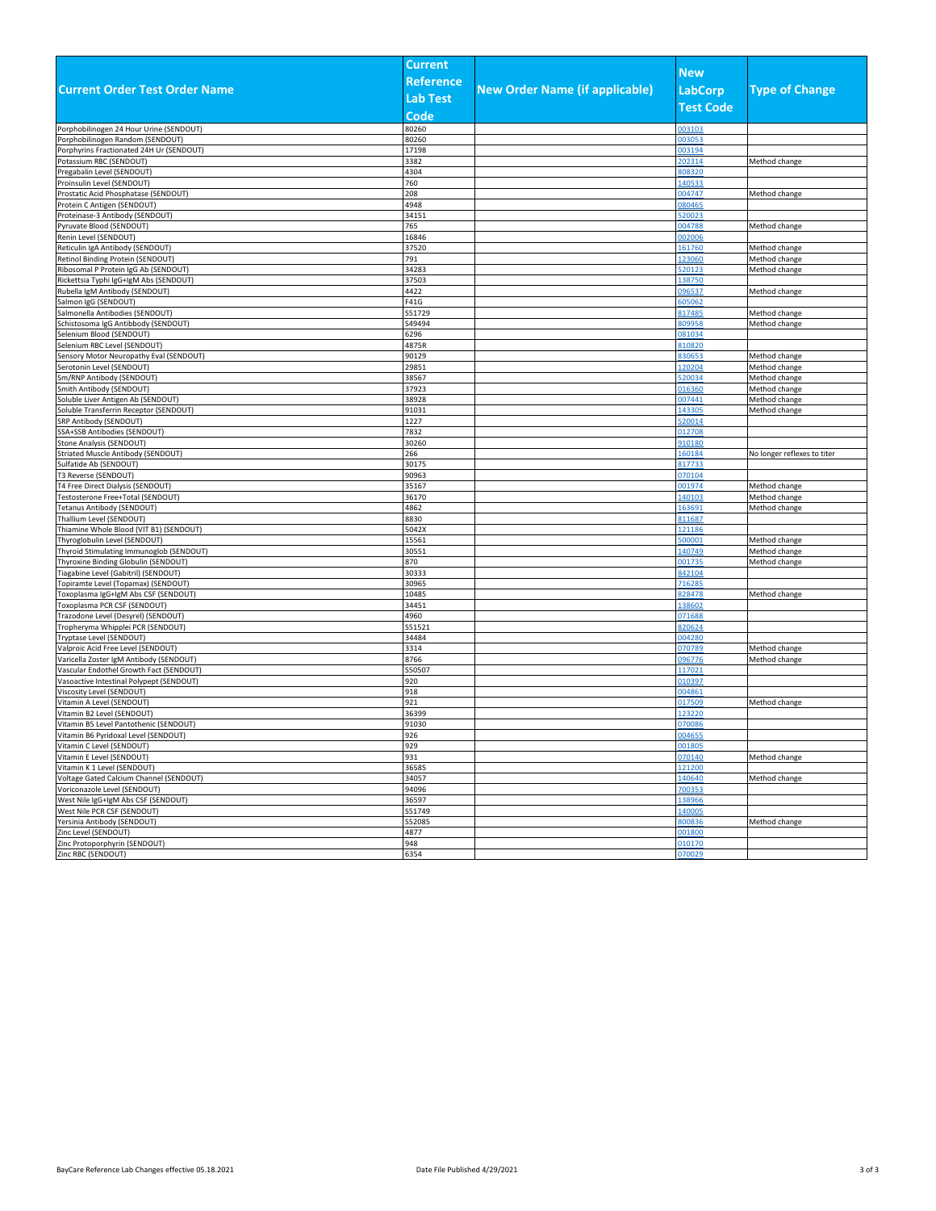| Current Order Test Order Name | Current Reference Lab Test Code | New Order Name (if applicable) | New LabCorp Test Code | Type of Change |
|---|---|---|---|---|
| Porphobilinogen 24 Hour Urine (SENDOUT) | 80260 | | 003103 | |
| Porphobilinogen Random (SENDOUT) | 80260 | | 003053 | |
| Porphyrins Fractionated 24H Ur (SENDOUT) | 17198 | | 003194 | |
| Potassium RBC (SENDOUT) | 3382 | | 202314 | Method change |
| Pregabalin Level (SENDOUT) | 4304 | | 808320 | |
| Proinsulin Level (SENDOUT) | 760 | | 140533 | |
| Prostatic Acid Phosphatase (SENDOUT) | 208 | | 004747 | Method change |
| Protein C Antigen (SENDOUT) | 4948 | | 080465 | |
| Proteinase-3 Antibody (SENDOUT) | 34151 | | 520023 | |
| Pyruvate Blood (SENDOUT) | 765 | | 004788 | Method change |
| Renin Level (SENDOUT) | 16846 | | 002006 | |
| Reticulin IgA Antibody (SENDOUT) | 37520 | | 161760 | Method change |
| Retinol Binding Protein (SENDOUT) | 791 | | 123060 | Method change |
| Ribosomal P Protein IgG Ab (SENDOUT) | 34283 | | 520123 | Method change |
| Rickettsia Typhi IgG+IgM Abs (SENDOUT) | 37503 | | 138750 | |
| Rubella IgM Antibody (SENDOUT) | 4422 | | 096537 | Method change |
| Salmon IgG (SENDOUT) | F41G | | 605062 | |
| Salmonella Antibodies (SENDOUT) | S51729 | | 817485 | Method change |
| Schistosoma IgG Antibbody (SENDOUT) | S49494 | | 809958 | Method change |
| Selenium Blood (SENDOUT) | 6296 | | 081034 | |
| Selenium RBC Level (SENDOUT) | 4875R | | 810820 | |
| Sensory Motor Neuropathy Eval (SENDOUT) | 90129 | | 830653 | Method change |
| Serotonin Level (SENDOUT) | 29851 | | 120204 | Method change |
| Sm/RNP Antibody (SENDOUT) | 38567 | | 520034 | Method change |
| Smith Antibody (SENDOUT) | 37923 | | 016360 | Method change |
| Soluble Liver Antigen Ab (SENDOUT) | 38928 | | 007441 | Method change |
| Soluble Transferrin Receptor (SENDOUT) | 91031 | | 143305 | Method change |
| SRP Antibody (SENDOUT) | 1227 | | 520014 | |
| SSA+SSB Antibodies (SENDOUT) | 7832 | | 012708 | |
| Stone Analysis (SENDOUT) | 30260 | | 910180 | |
| Striated Muscle Antibody (SENDOUT) | 266 | | 160184 | No longer reflexes to titer |
| Sulfatide Ab (SENDOUT) | 30175 | | 817733 | |
| T3 Reverse (SENDOUT) | 90963 | | 070104 | |
| T4 Free Direct Dialysis (SENDOUT) | 35167 | | 001974 | Method change |
| Testosterone Free+Total (SENDOUT) | 36170 | | 140103 | Method change |
| Tetanus Antibody (SENDOUT) | 4862 | | 163691 | Method change |
| Thallium Level (SENDOUT) | 8830 | | 811687 | |
| Thiamine Whole Blood (VIT B1) (SENDOUT) | 5042X | | 121186 | |
| Thyroglobulin Level (SENDOUT) | 15561 | | 500001 | Method change |
| Thyroid Stimulating Immunoglob (SENDOUT) | 30551 | | 140749 | Method change |
| Thyroxine Binding Globulin (SENDOUT) | 870 | | 001735 | Method change |
| Tiagabine Level (Gabitril) (SENDOUT) | 30333 | | 842104 | |
| Topiramte Level (Topamax) (SENDOUT) | 30965 | | 716285 | |
| Toxoplasma IgG+IgM Abs CSF (SENDOUT) | 10485 | | 828478 | Method change |
| Toxoplasma PCR CSF (SENDOUT) | 34451 | | 138602 | |
| Trazodone Level (Desyrel) (SENDOUT) | 4960 | | 071688 | |
| Tropheryma Whipplei PCR (SENDOUT) | S51521 | | 820624 | |
| Tryptase Level (SENDOUT) | 34484 | | 004280 | |
| Valproic Acid Free Level (SENDOUT) | 3314 | | 070789 | Method change |
| Varicella Zoster IgM Antibody (SENDOUT) | 8766 | | 096776 | Method change |
| Vascular Endothel Growth Fact (SENDOUT) | S50507 | | 117021 | |
| Vasoactive Intestinal Polypept (SENDOUT) | 920 | | 010397 | |
| Viscosity Level (SENDOUT) | 918 | | 004861 | |
| Vitamin A Level (SENDOUT) | 921 | | 017509 | Method change |
| Vitamin B2 Level (SENDOUT) | 36399 | | 123220 | |
| Vitamin B5 Level Pantothenic (SENDOUT) | 91030 | | 070086 | |
| Vitamin B6 Pyridoxal Level (SENDOUT) | 926 | | 004655 | |
| Vitamin C Level (SENDOUT) | 929 | | 001805 | |
| Vitamin E Level (SENDOUT) | 931 | | 070140 | Method change |
| Vitamin K 1 Level (SENDOUT) | 36585 | | 121200 | |
| Voltage Gated Calcium Channel (SENDOUT) | 34057 | | 140640 | Method change |
| Voriconazole Level (SENDOUT) | 94096 | | 700353 | |
| West Nile IgG+IgM Abs CSF (SENDOUT) | 36597 | | 138966 | |
| West Nile PCR CSF (SENDOUT) | S51749 | | 140005 | |
| Yersinia Antibody (SENDOUT) | S52085 | | 800836 | Method change |
| Zinc Level (SENDOUT) | 4877 | | 001800 | |
| Zinc Protoporphyrin (SENDOUT) | 948 | | 010170 | |
| Zinc RBC (SENDOUT) | 6354 | | 070029 | |

BayCare Reference Lab Changes effective 05.18.2021

Date File Published 4/29/2021